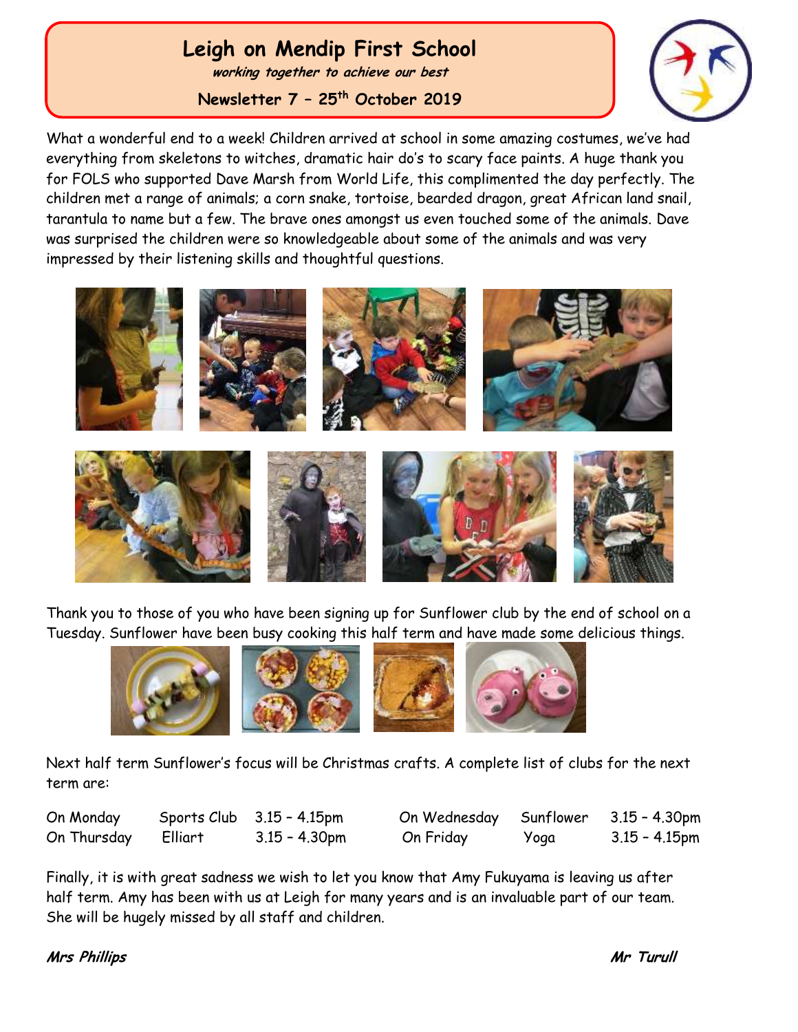# Leigh on Mendip First School

***working together to achieve our best***

**Newsletter 7 – 25th October 2019**

What a wonderful end to a week! Children arrived at school in some amazing costumes, we've had everything from skeletons to witches, dramatic hair do's to scary face paints. A huge thank you for FOLS who supported Dave Marsh from World Life, this complimented the day perfectly. The children met a range of animals; a corn snake, tortoise, bearded dragon, great African land snail, tarantula to name but a few. The brave ones amongst us even touched some of the animals. Dave was surprised the children were so knowledgeable about some of the animals and was very impressed by their listening skills and thoughtful questions.

Thank you to those of you who have been signing up for Sunflower club by the end of school on a Tuesday. Sunflower have been busy cooking this half term and have made some delicious things.

Next half term Sunflower's focus will be Christmas crafts. A complete list of clubs for the next term are:

| | | | | | |
|---|---|---|---|---|---|
| On Monday | Sports Club | 3.15 – 4.15pm | On Wednesday | Sunflower | 3.15 – 4.30pm |
| On Thursday | Elliart | 3.15 – 4.30pm | On Friday | Yoga | 3.15 – 4.15pm |

Finally, it is with great sadness we wish to let you know that Amy Fukuyama is leaving us after half term. Amy has been with us at Leigh for many years and is an invaluable part of our team. She will be hugely missed by all staff and children.

***Mrs Phillips*** ***Mr Turull***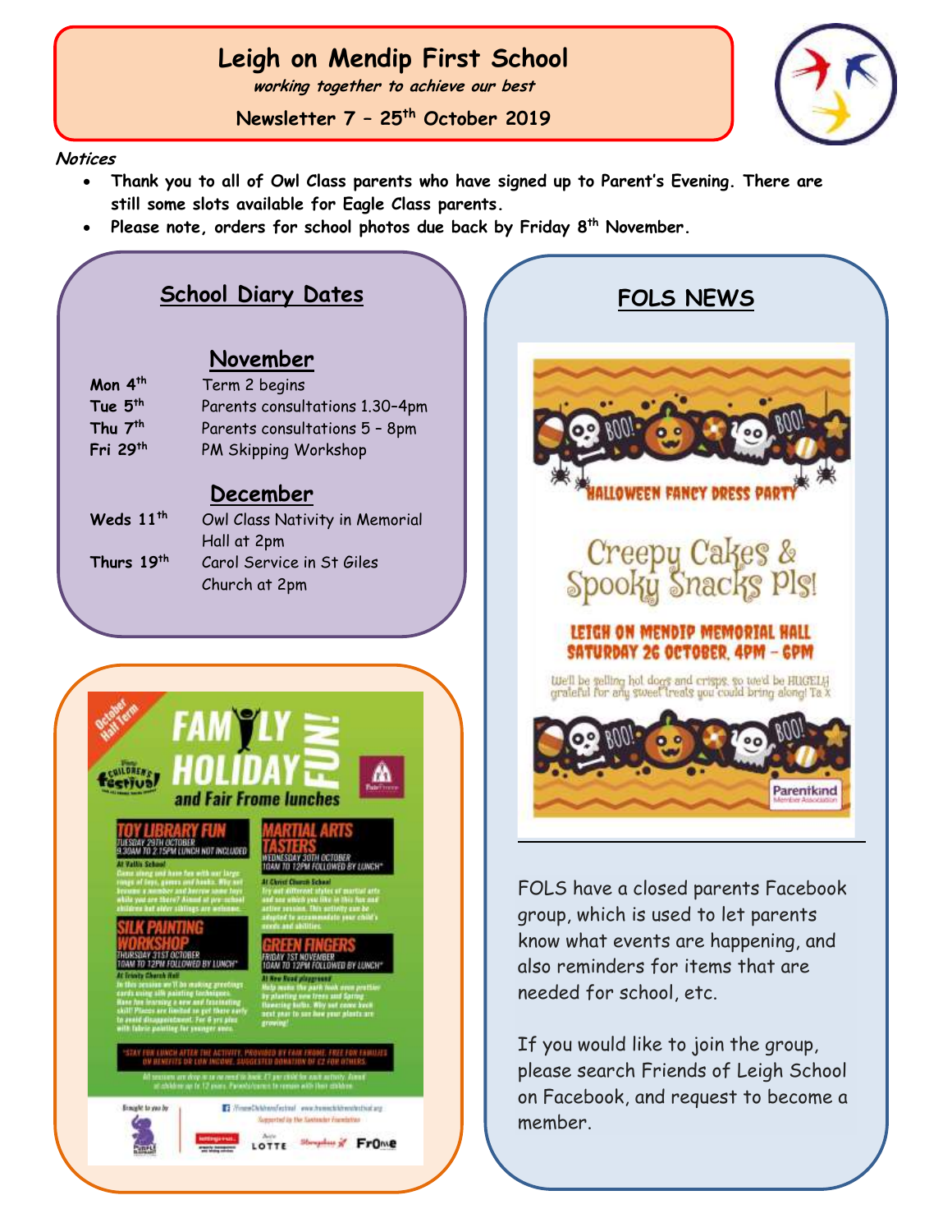# Leigh on Mendip First School

*working together to achieve our best*

**Newsletter 7 – 25th October 2019**

***Notices***

- **Thank you to all of Owl Class parents who have signed up to Parent's Evening. There are still some slots available for Eagle Class parents.**
- **Please note, orders for school photos due back by Friday 8th November.**

## School Diary Dates

### November

| | |
|---|---|
| **Mon 4th** | Term 2 begins |
| **Tue 5th** | Parents consultations 1.30–4pm |
| **Thu 7th** | Parents consultations 5 – 8pm |
| **Fri 29th** | PM Skipping Workshop |

### December

| | |
|---|---|
| **Weds 11th** | Owl Class Nativity in Memorial Hall at 2pm |
| **Thurs 19th** | Carol Service in St Giles Church at 2pm |

October Half Term

FAMILY HOLIDAY FUN! and Fair Frome lunches

**TOY LIBRARY FUN**
TUESDAY 29TH OCTOBER
9.30AM TO 2.15PM LUNCH NOT INCLUDED

**MARTIAL ARTS TASTERS**
WEDNESDAY 30TH OCTOBER
10AM TO 12PM FOLLOWED BY LUNCH*

**SILK PAINTING WORKSHOP**
THURSDAY 31ST OCTOBER
10AM TO 12PM FOLLOWED BY LUNCH*

**GREEN FINGERS**
FRIDAY 1ST NOVEMBER
10AM TO 12PM FOLLOWED BY LUNCH*

## FOLS NEWS

HALLOWEEN FANCY DRESS PARTY

Creepy Cakes & Spooky Snacks Pls!

LEIGH ON MENDIP MEMORIAL HALL
SATURDAY 26 OCTOBER, 4PM – 6PM

We'll be selling hot dogs and crisps, so we'd be HUGELY grateful for any sweet treats you could bring along! Ta x

Parentkind

FOLS have a closed parents Facebook group, which is used to let parents know what events are happening, and also reminders for items that are needed for school, etc.

If you would like to join the group, please search Friends of Leigh School on Facebook, and request to become a member.